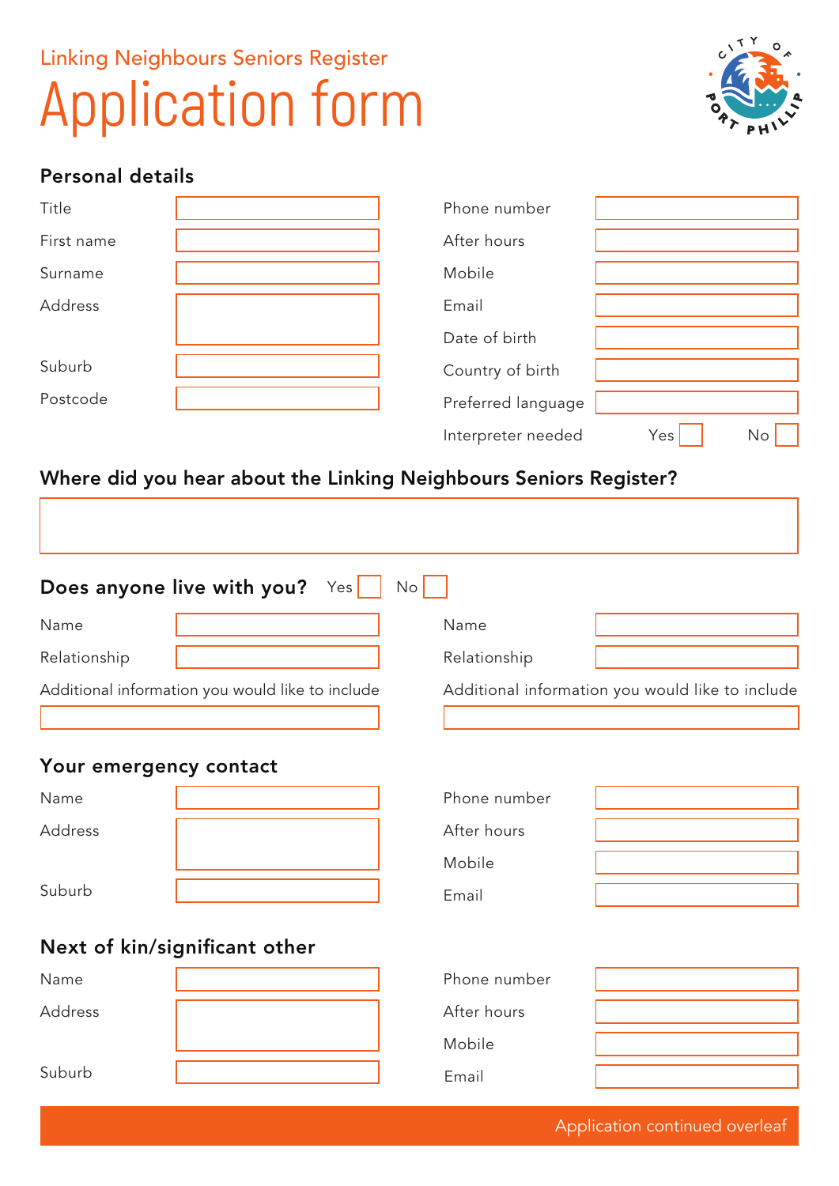Linking Neighbours Seniors Register

# Application form

## Personal details

Title

First name

Surname

Address

Suburb

Postcode

Phone number

After hours

Mobile

Email

Date of birth

Country of birth

Preferred language

Interpreter needed Yes ☐ No ☐

## Where did you hear about the Linking Neighbours Seniors Register?

## Does anyone live with you? Yes ☐ No ☐

Name

Relationship

Additional information you would like to include

Name

Relationship

Additional information you would like to include

## Your emergency contact

Name

Address

Suburb

Phone number

After hours

Mobile

Email

## Next of kin/significant other

Name

Address

Suburb

Phone number

After hours

Mobile

Email

Application continued overleaf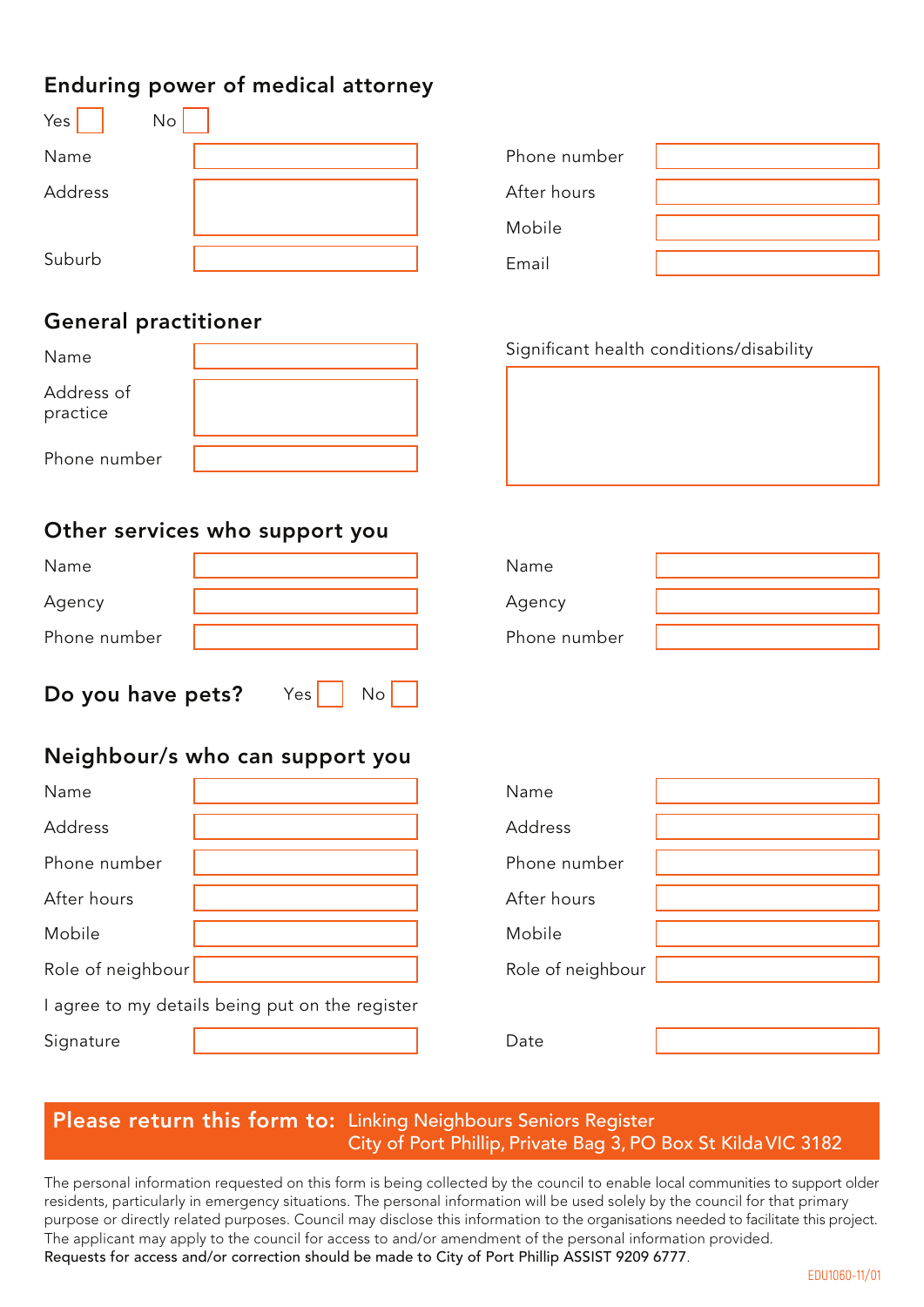## Enduring power of medical attorney

Yes ☐ No ☐

| | | | |
|---|---|---|---|
| Name | | Phone number | |
| Address | | After hours | |
| | | Mobile | |
| Suburb | | Email | |

## General practitioner

| | | |
|---|---|---|
| Name | | Significant health conditions/disability |
| Address of practice | | |
| Phone number | | |

## Other services who support you

| | | | |
|---|---|---|---|
| Name | | Name | |
| Agency | | Agency | |
| Phone number | | Phone number | |

## Do you have pets? Yes ☐ No ☐

## Neighbour/s who can support you

| | | | |
|---|---|---|---|
| Name | | Name | |
| Address | | Address | |
| Phone number | | Phone number | |
| After hours | | After hours | |
| Mobile | | Mobile | |
| Role of neighbour | | Role of neighbour | |

I agree to my details being put on the register

| | | | |
|---|---|---|---|
| Signature | | Date | |

**Please return this form to:** Linking Neighbours Seniors Register
City of Port Phillip, Private Bag 3, PO Box St Kilda VIC 3182

The personal information requested on this form is being collected by the council to enable local communities to support older residents, particularly in emergency situations. The personal information will be used solely by the council for that primary purpose or directly related purposes. Council may disclose this information to the organisations needed to facilitate this project. The applicant may apply to the council for access to and/or amendment of the personal information provided.
Requests for access and/or correction should be made to City of Port Phillip ASSIST 9209 6777.

EDU1060-11/01